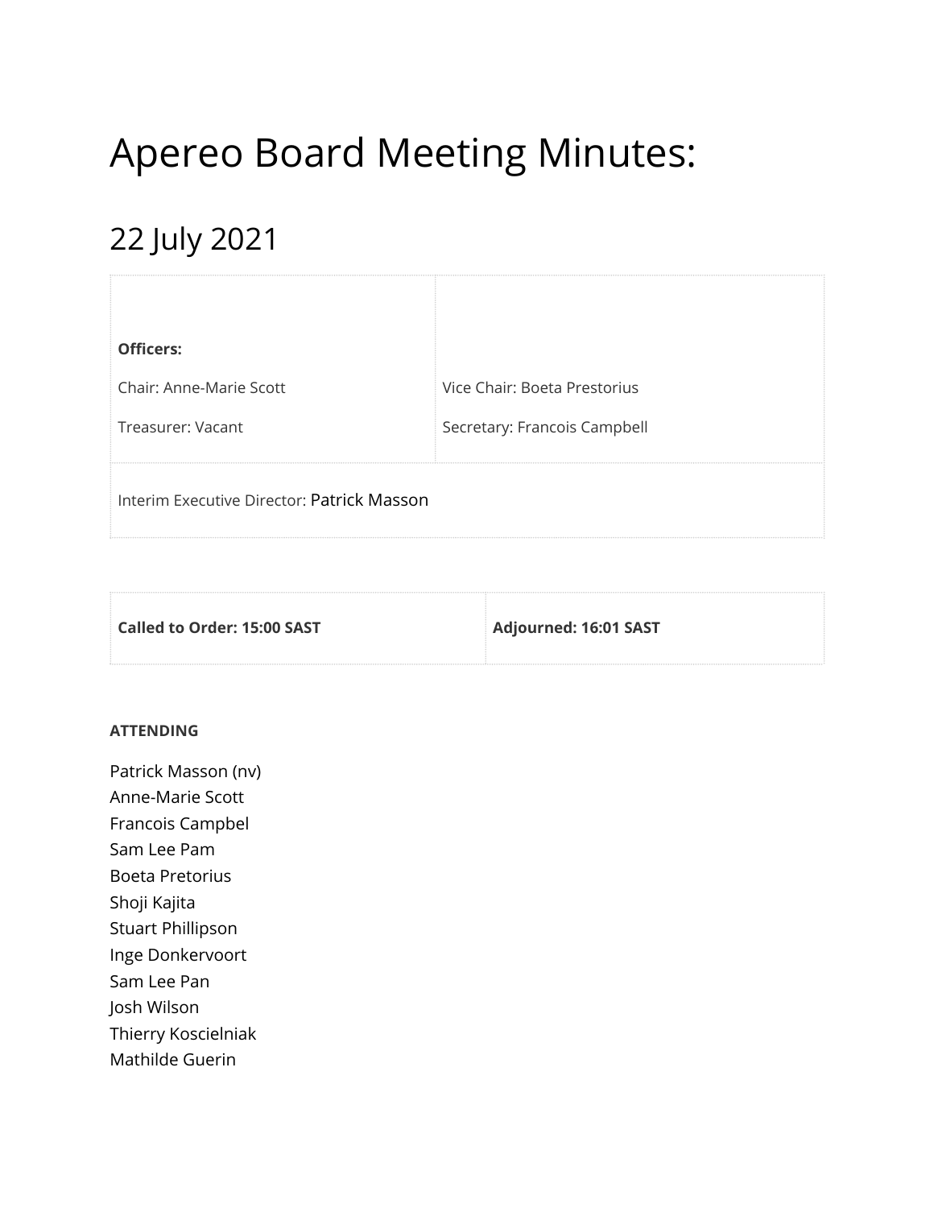# Apereo Board Meeting Minutes:

## 22 July 2021

| **Officers:** | |
| --- | --- |
| Chair: Anne-Marie Scott | Vice Chair: Boeta Prestorius |
| Treasurer: Vacant | Secretary: Francois Campbell |
| Interim Executive Director: Patrick Masson | |

| **Called to Order: 15:00 SAST** | **Adjourned: 16:01 SAST** |
| --- | --- |

**ATTENDING**

Patrick Masson (nv)
Anne-Marie Scott
Francois Campbel
Sam Lee Pam
Boeta Pretorius
Shoji Kajita
Stuart Phillipson
Inge Donkervoort
Sam Lee Pan
Josh Wilson
Thierry Koscielniak
Mathilde Guerin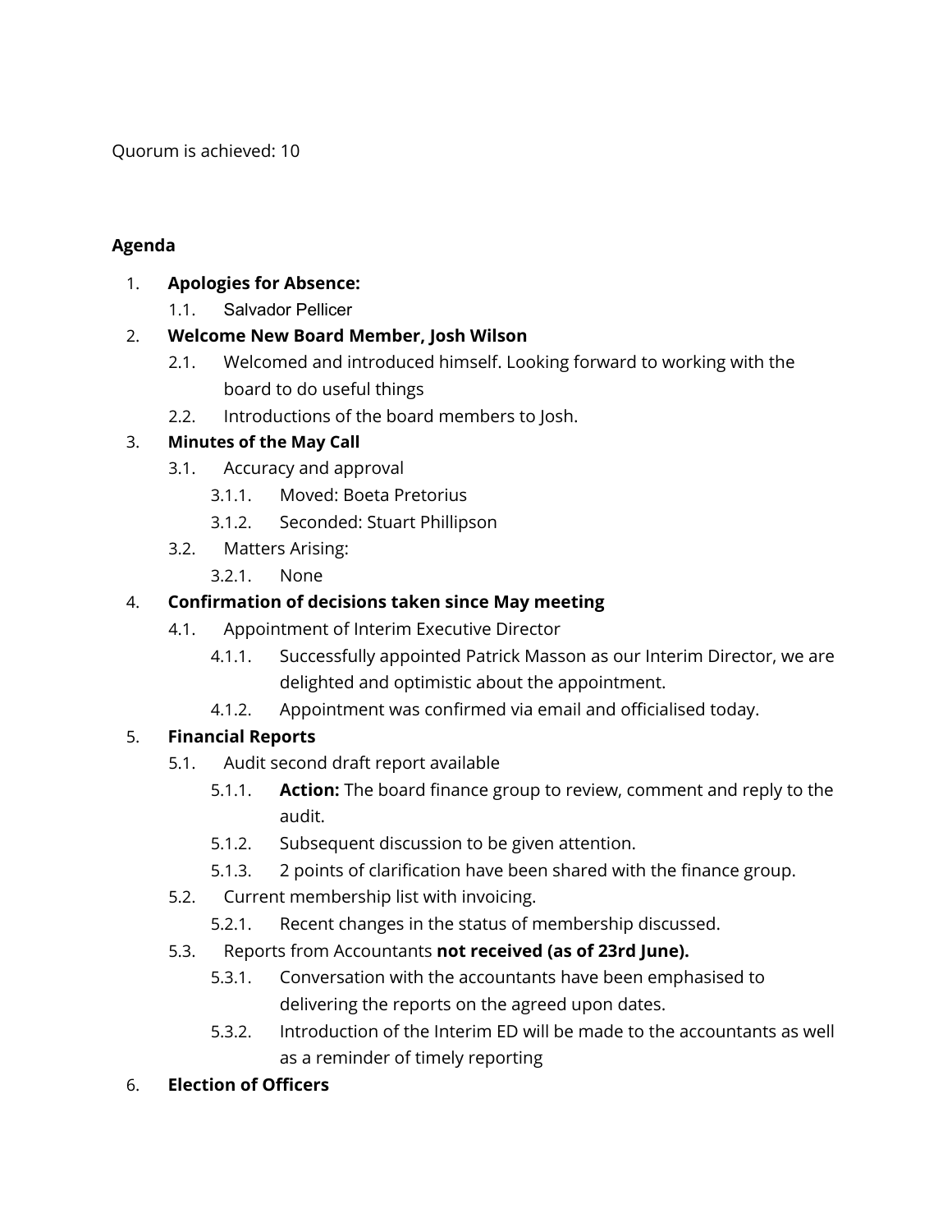Quorum is achieved: 10

**Agenda**

1. **Apologies for Absence:**
   1.1. Salvador Pellicer
2. **Welcome New Board Member, Josh Wilson**
   2.1. Welcomed and introduced himself. Looking forward to working with the board to do useful things
   2.2. Introductions of the board members to Josh.
3. **Minutes of the May Call**
   3.1. Accuracy and approval
      3.1.1. Moved: Boeta Pretorius
      3.1.2. Seconded: Stuart Phillipson
   3.2. Matters Arising:
      3.2.1. None
4. **Confirmation of decisions taken since May meeting**
   4.1. Appointment of Interim Executive Director
      4.1.1. Successfully appointed Patrick Masson as our Interim Director, we are delighted and optimistic about the appointment.
      4.1.2. Appointment was confirmed via email and officialised today.
5. **Financial Reports**
   5.1. Audit second draft report available
      5.1.1. **Action:** The board finance group to review, comment and reply to the audit.
      5.1.2. Subsequent discussion to be given attention.
      5.1.3. 2 points of clarification have been shared with the finance group.
   5.2. Current membership list with invoicing.
      5.2.1. Recent changes in the status of membership discussed.
   5.3. Reports from Accountants **not received (as of 23rd June).**
      5.3.1. Conversation with the accountants have been emphasised to delivering the reports on the agreed upon dates.
      5.3.2. Introduction of the Interim ED will be made to the accountants as well as a reminder of timely reporting
6. **Election of Officers**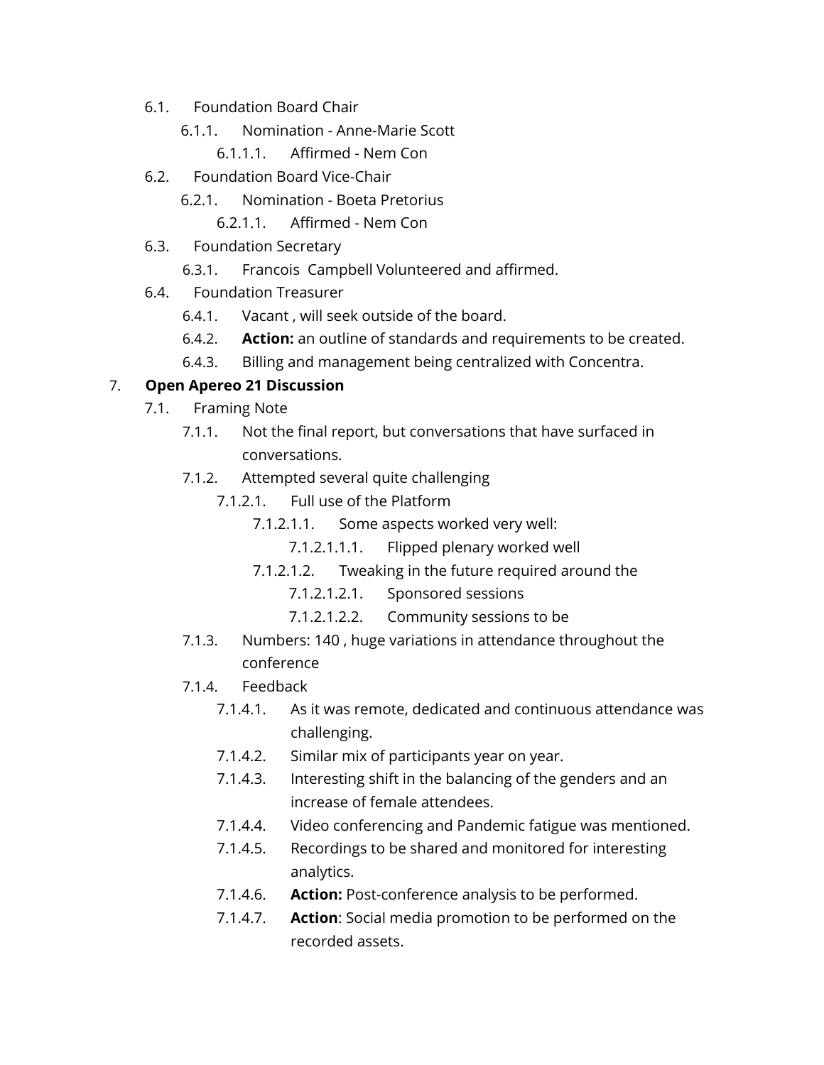- 6.1. Foundation Board Chair
    - 6.1.1. Nomination - Anne-Marie Scott
        - 6.1.1.1. Affirmed - Nem Con
- 6.2. Foundation Board Vice-Chair
    - 6.2.1. Nomination - Boeta Pretorius
        - 6.2.1.1. Affirmed - Nem Con
- 6.3. Foundation Secretary
    - 6.3.1. Francois Campbell Volunteered and affirmed.
- 6.4. Foundation Treasurer
    - 6.4.1. Vacant , will seek outside of the board.
    - 6.4.2. **Action:** an outline of standards and requirements to be created.
    - 6.4.3. Billing and management being centralized with Concentra.

7. **Open Apereo 21 Discussion**

- 7.1. Framing Note
    - 7.1.1. Not the final report, but conversations that have surfaced in conversations.
    - 7.1.2. Attempted several quite challenging
        - 7.1.2.1. Full use of the Platform
            - 7.1.2.1.1. Some aspects worked very well:
                - 7.1.2.1.1.1. Flipped plenary worked well
            - 7.1.2.1.2. Tweaking in the future required around the
                - 7.1.2.1.2.1. Sponsored sessions
                - 7.1.2.1.2.2. Community sessions to be
    - 7.1.3. Numbers: 140 , huge variations in attendance throughout the conference
    - 7.1.4. Feedback
        - 7.1.4.1. As it was remote, dedicated and continuous attendance was challenging.
        - 7.1.4.2. Similar mix of participants year on year.
        - 7.1.4.3. Interesting shift in the balancing of the genders and an increase of female attendees.
        - 7.1.4.4. Video conferencing and Pandemic fatigue was mentioned.
        - 7.1.4.5. Recordings to be shared and monitored for interesting analytics.
        - 7.1.4.6. **Action:** Post-conference analysis to be performed.
        - 7.1.4.7. **Action**: Social media promotion to be performed on the recorded assets.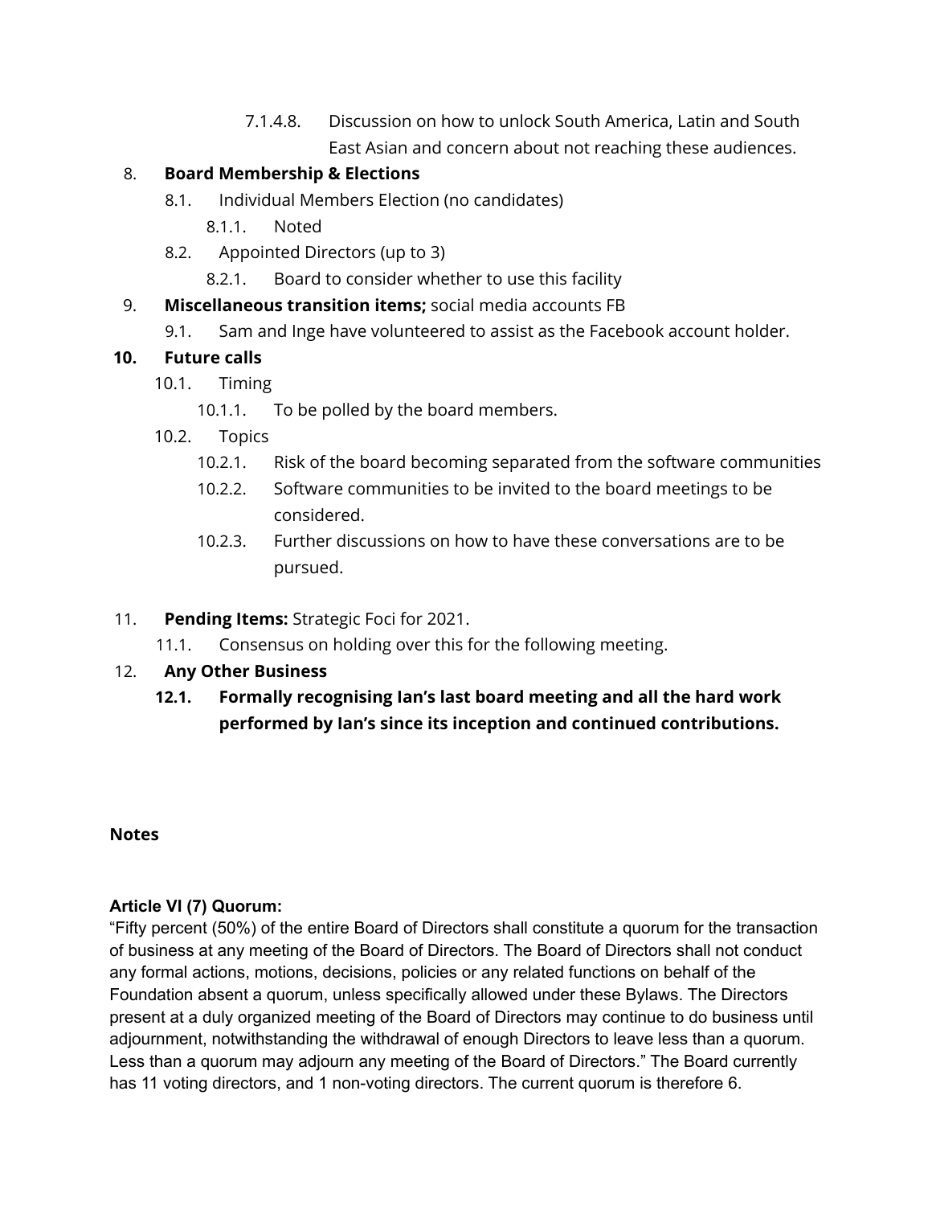7.1.4.8. Discussion on how to unlock South America, Latin and South East Asian and concern about not reaching these audiences.

8. **Board Membership & Elections**
    - 8.1. Individual Members Election (no candidates)
        - 8.1.1. Noted
    - 8.2. Appointed Directors (up to 3)
        - 8.2.1. Board to consider whether to use this facility
9. **Miscellaneous transition items;** social media accounts FB
    - 9.1. Sam and Inge have volunteered to assist as the Facebook account holder.
10. **Future calls**
    - 10.1. Timing
        - 10.1.1. To be polled by the board members.
    - 10.2. Topics
        - 10.2.1. Risk of the board becoming separated from the software communities
        - 10.2.2. Software communities to be invited to the board meetings to be considered.
        - 10.2.3. Further discussions on how to have these conversations are to be pursued.
11. **Pending Items:** Strategic Foci for 2021.
    - 11.1. Consensus on holding over this for the following meeting.
12. **Any Other Business**
    - **12.1. Formally recognising Ian's last board meeting and all the hard work performed by Ian's since its inception and continued contributions.**

**Notes**

**Article VI (7) Quorum:**

"Fifty percent (50%) of the entire Board of Directors shall constitute a quorum for the transaction of business at any meeting of the Board of Directors. The Board of Directors shall not conduct any formal actions, motions, decisions, policies or any related functions on behalf of the Foundation absent a quorum, unless specifically allowed under these Bylaws. The Directors present at a duly organized meeting of the Board of Directors may continue to do business until adjournment, notwithstanding the withdrawal of enough Directors to leave less than a quorum. Less than a quorum may adjourn any meeting of the Board of Directors." The Board currently has 11 voting directors, and 1 non-voting directors. The current quorum is therefore 6.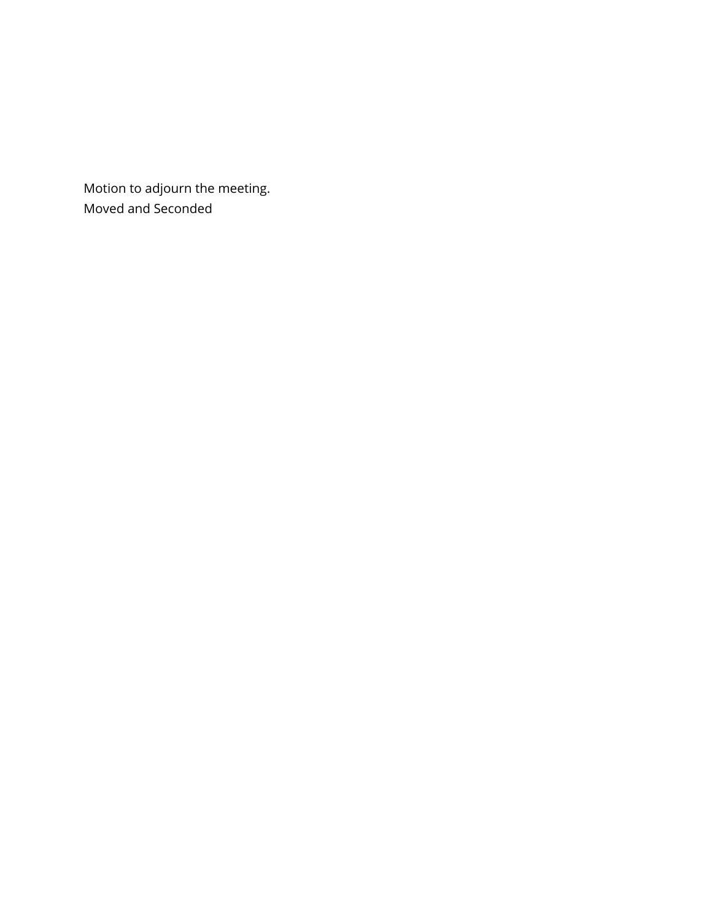Motion to adjourn the meeting.
Moved and Seconded